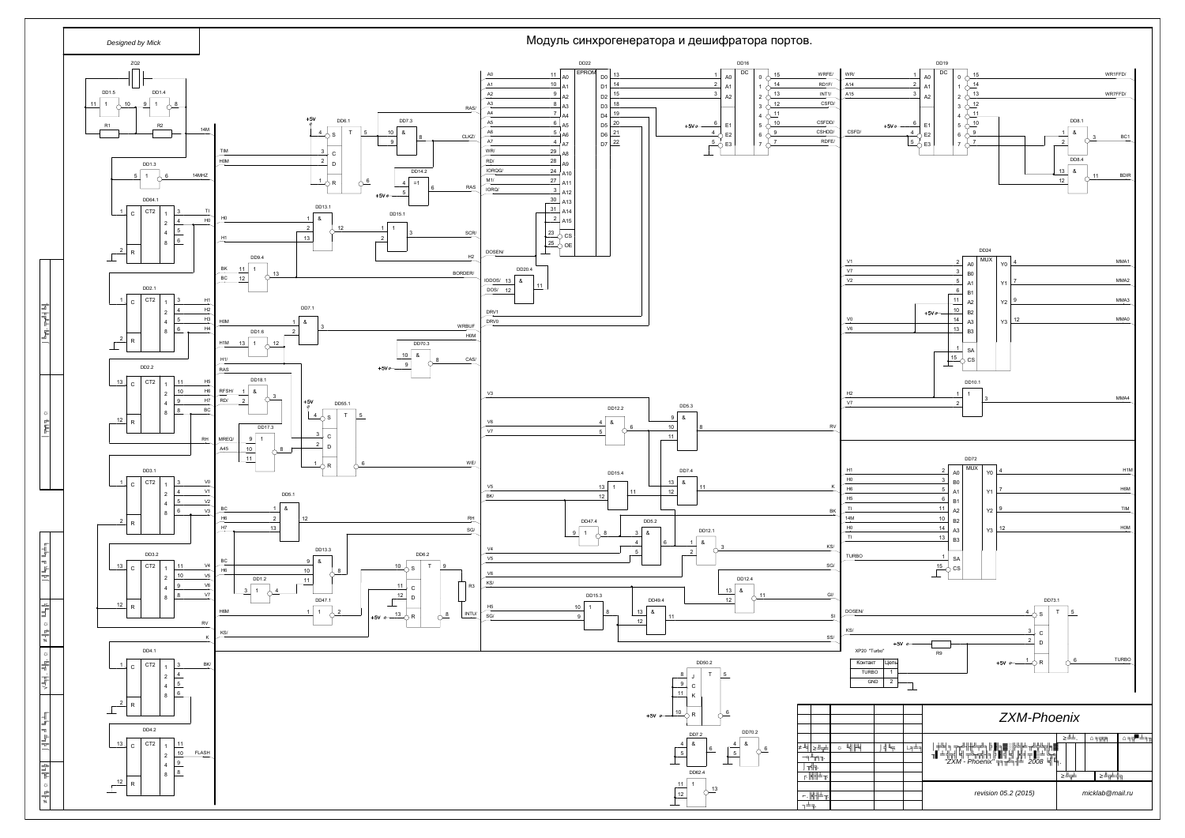Designed by Mick

# Модуль синхрогенератора и дешифратора портов.

| Контакт | Цепь |
| --- | --- |
| TURBO | 1 |
| GND | 2 |

XP20 "Turbo"

ZXM-Phoenix

"ZXM - Phoenix" 2008

revision 05.2 (2015)

micklab@mail.ru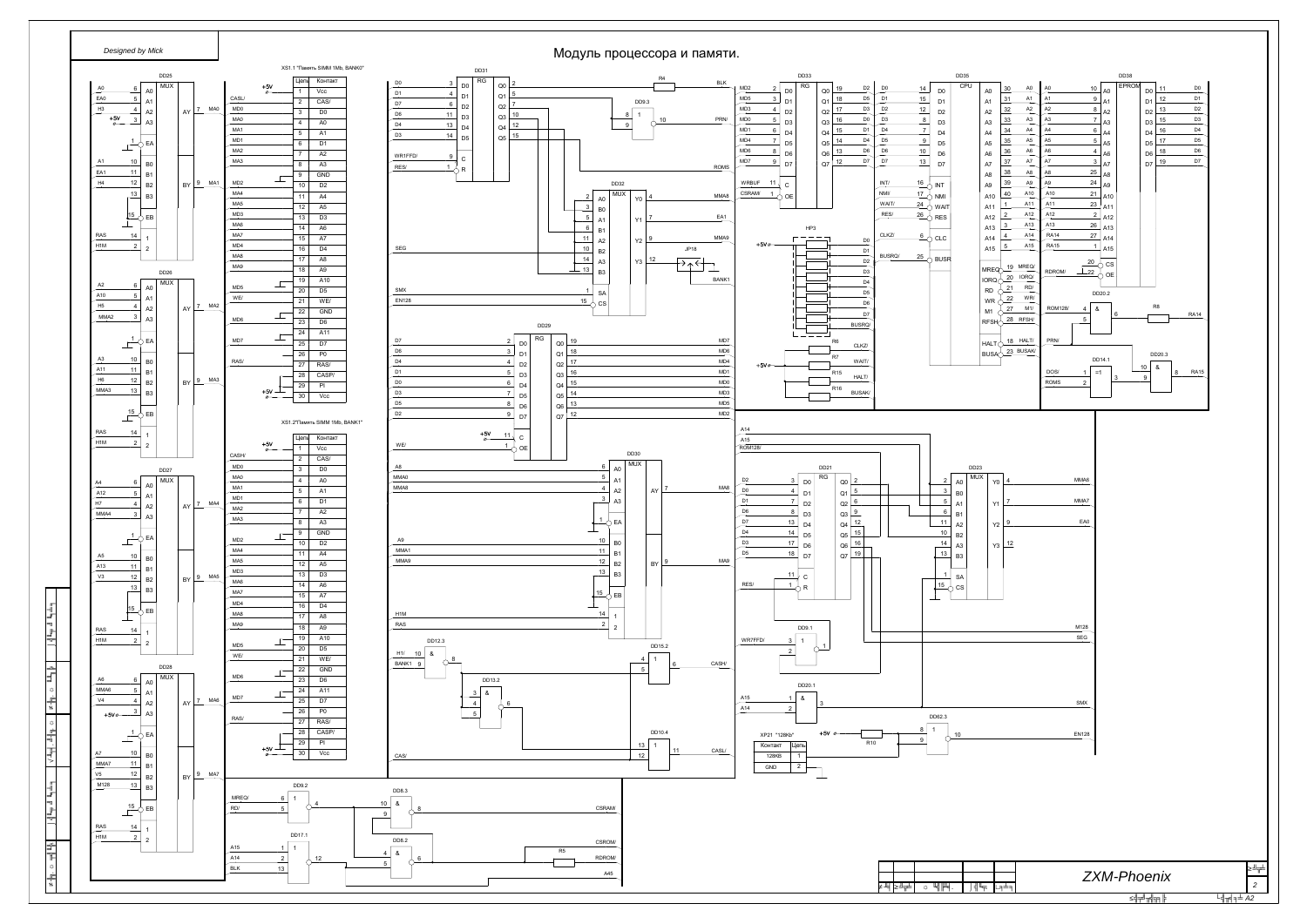Designed by Mick

# Модуль процессора и памяти.

XS1.1 "Память SIMM 1Mb, BANK0"

| Цепь | Контакт |
|---|---|
| 1 | Vcc |
| 2 | CAS/ |
| 3 | D0 |
| 4 | A0 |
| 5 | A1 |
| 6 | D1 |
| 7 | A2 |
| 8 | A3 |
| 9 | GND |
| 10 | D2 |
| 11 | A4 |
| 12 | A5 |
| 13 | D3 |
| 14 | A6 |
| 15 | A7 |
| 16 | D4 |
| 17 | A8 |
| 18 | A9 |
| 19 | A10 |
| 20 | D5 |
| 21 | WE/ |
| 22 | GND |
| 23 | D6 |
| 24 | A11 |
| 25 | D7 |
| 26 | P0 |
| 27 | RAS/ |
| 28 | CASP/ |
| 29 | PI |
| 30 | Vcc |

XS1.2"Память SIMM 1Mb, BANK1"

| Цепь | Контакт |
|---|---|
| 1 | Vcc |
| 2 | CAS/ |
| 3 | D0 |
| 4 | A0 |
| 5 | A1 |
| 6 | D1 |
| 7 | A2 |
| 8 | A3 |
| 9 | GND |
| 10 | D2 |
| 11 | A4 |
| 12 | A5 |
| 13 | D3 |
| 14 | A6 |
| 15 | A7 |
| 16 | D4 |
| 17 | A8 |
| 18 | A9 |
| 19 | A10 |
| 20 | D5 |
| 21 | WE/ |
| 22 | GND |
| 23 | D6 |
| 24 | A11 |
| 25 | D7 |
| 26 | P0 |
| 27 | RAS/ |
| 28 | CASP/ |
| 29 | PI |
| 30 | Vcc |

XP21 "128Kb"

| Контакт | Цепь |
|---|---|
| 128Kb | 1 |
| GND | 2 |

ZXM-Phoenix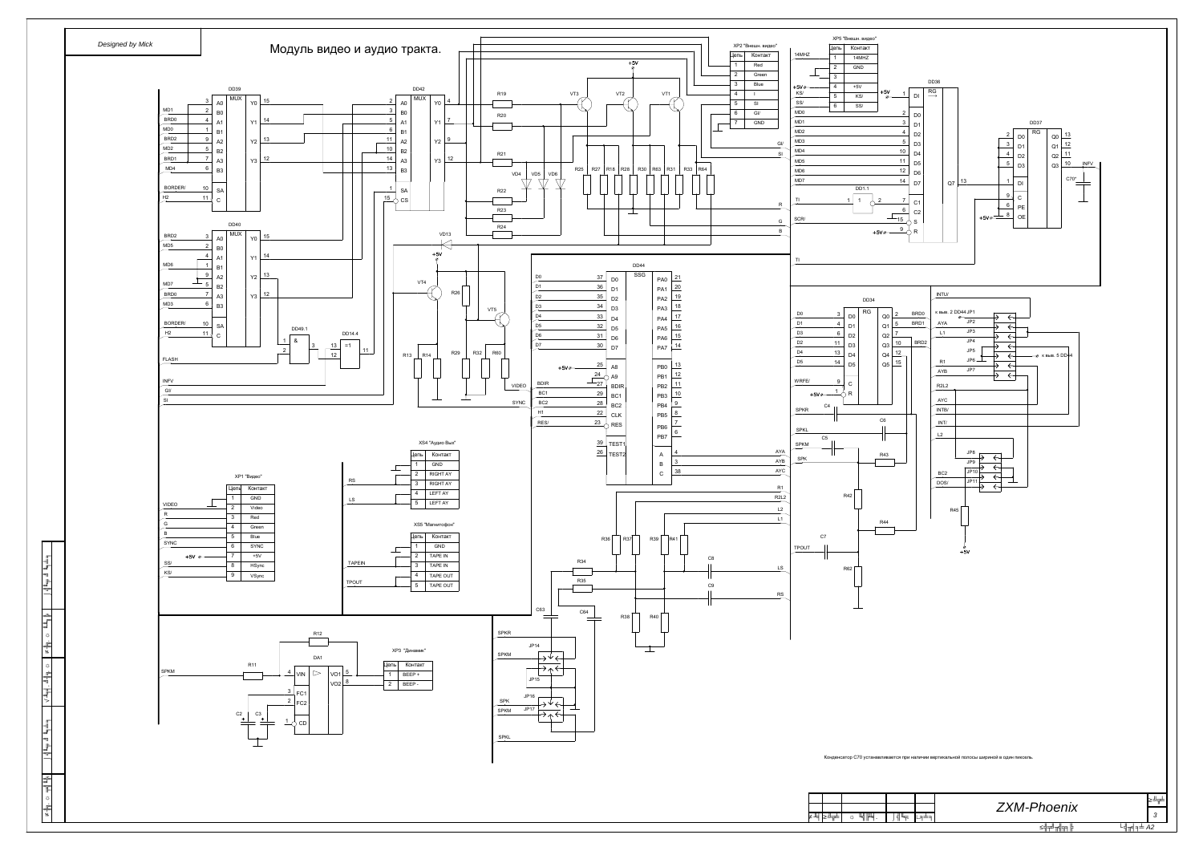Designed by Mick

# Модуль видео и аудио тракта.

XP2 "Внешн. видео"

| Цепь | Контакт |
|---|---|
| 1 | Red |
| 2 | Green |
| 3 | Blue |
| 4 | I |
| 5 | SI |
| 6 | GI/ |
| 7 | GND |

XP5 "Внешн. видео"

| Цепь | Контакт |
|---|---|
| 1 | 14MHZ |
| 2 | GND |
| 3 | |
| 4 | +5V |
| 5 | KS/ |
| 6 | SS/ |

XS4 "Аудио Вых"

| Цепь | Контакт |
|---|---|
| 1 | GND |
| 2 | RIGHT AY |
| 3 | RIGHT AY |
| 4 | LEFT AY |
| 5 | LEFT AY |

XP1 "Видео"

| Цепь | Контакт |
|---|---|
| 1 | GND |
| 2 | Video |
| 3 | Red |
| 4 | Green |
| 5 | Blue |
| 6 | SYNC |
| 7 | +5V |
| 8 | HSync |
| 9 | VSync |

XS5 "Магнитофон"

| Цепь | Контакт |
|---|---|
| 1 | GND |
| 2 | TAPE IN |
| 3 | TAPE IN |
| 4 | TAPE OUT |
| 5 | TAPE OUT |

XP3 "Динамик"

| Цепь | Контакт |
|---|---|
| 1 | BEEP + |
| 2 | BEEP - |

Конденсатор C70 устанавливается при наличии вертикальной полосы шириной в один пиксель.

ZXM-Phoenix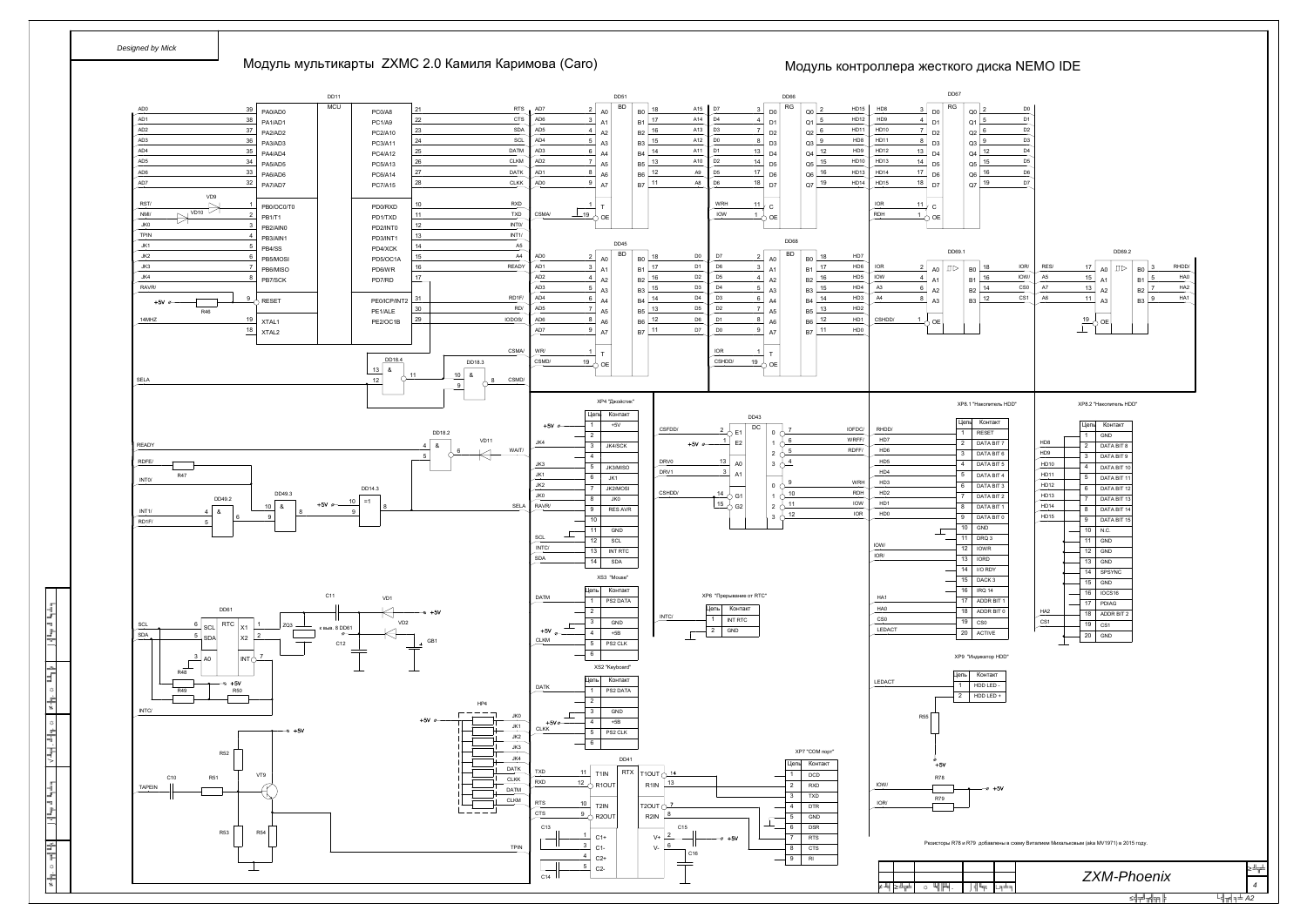Designed by Mick

# Модуль мультикарты ZXMC 2.0 Камиля Каримова (Caro)

# Модуль контроллера жесткого диска NEMO IDE

XP4 "Джойстик"

| Цепь | Контакт |
|---|---|
| 1 | +5V |
| 2 | |
| 3 | JK4/SCK |
| 4 | |
| 5 | JK3/MISO |
| 6 | JK1 |
| 7 | JK2/MOSI |
| 8 | JK0 |
| 9 | RES AVR |
| 10 | |
| 11 | GND |
| 12 | SCL |
| 13 | INT RTC |
| 14 | SDA |

XS3 "Mouse"

| Цепь | Контакт |
|---|---|
| 1 | PS2 DATA |
| 2 | |
| 3 | GND |
| 4 | +5В |
| 5 | PS2 CLK |
| 6 | |

XS2 "Keyboard"

| Цепь | Контакт |
|---|---|
| 1 | PS2 DATA |
| 2 | |
| 3 | GND |
| 4 | +5В |
| 5 | PS2 CLK |
| 6 | |

XP6 "Прерывание от RTC"

| Цепь | Контакт |
|---|---|
| 1 | INT RTC |
| 2 | GND |

XP7 "COM порт"

| Цепь | Контакт |
|---|---|
| 1 | DCD |
| 2 | RXD |
| 3 | TXD |
| 4 | DTR |
| 5 | GND |
| 6 | DSR |
| 7 | RTS |
| 8 | CTS |
| 9 | RI |

XP8.1 "Накопитель HDD"

| Цепь | Контакт |
|---|---|
| 1 | RESET |
| 2 | DATA BIT 7 |
| 3 | DATA BIT 6 |
| 4 | DATA BIT 5 |
| 5 | DATA BIT 4 |
| 6 | DATA BIT 3 |
| 7 | DATA BIT 2 |
| 8 | DATA BIT 1 |
| 9 | DATA BIT 0 |
| 10 | GND |
| 11 | DRQ 3 |
| 12 | IOWR |
| 13 | IORD |
| 14 | I/O RDY |
| 15 | DACK 3 |
| 16 | IRQ 14 |
| 17 | ADDR BIT 1 |
| 18 | ADDR BIT 0 |
| 19 | CS0 |
| 20 | ACTIVE |

XP8.2 "Накопитель HDD"

| Цепь | Контакт |
|---|---|
| 1 | GND |
| 2 | DATA BIT 8 |
| 3 | DATA BIT 9 |
| 4 | DATA BIT 10 |
| 5 | DATA BIT 11 |
| 6 | DATA BIT 12 |
| 7 | DATA BIT 13 |
| 8 | DATA BIT 14 |
| 9 | DATA BIT 15 |
| 10 | N.C. |
| 11 | GND |
| 12 | GND |
| 13 | GND |
| 14 | SPSYNC |
| 15 | GND |
| 16 | IOCS16 |
| 17 | PDIAG |
| 18 | ADDR BIT 2 |
| 19 | CS1 |
| 20 | GND |

XP9 "Индикатор HDD"

| Цепь | Контакт |
|---|---|
| 1 | HDD LED - |
| 2 | HDD LED + |

Резисторы R78 и R79 добавлены в схему Виталием Михальковым (aka MV1971) в 2015 году.

ZXM-Phoenix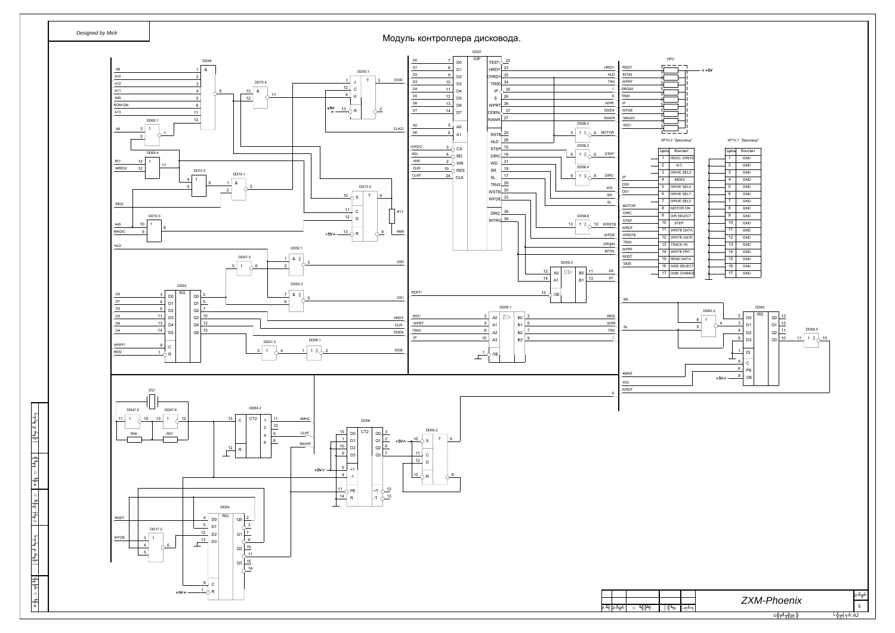Designed by Mick

# Модуль контроллера дисковода.

XP10.2 "Дисковод"

| Цепь | Контакт |
|---|---|
| 1 | REDC. WRITE |
| 2 | N.C. |
| 3 | DRIVE SEL3 |
| 4 | INDEX |
| 5 | DRIVE SEL0 |
| 6 | DRIVE SEL1 |
| 7 | DRIVE SEL2 |
| 8 | MOTOR ON |
| 9 | DIR SELECT |
| 10 | STEP |
| 11 | WRITE DATA |
| 12 | WRITE GATE |
| 13 | TRACK 00 |
| 14 | WRITE PRT. |
| 15 | READ DATA |
| 16 | SIDE SELECT |
| 17 | DISK CHANGE |

XP10.1 "Дисковод"

| Цепь | Контакт |
|---|---|
| 1 | GND |
| 2 | GND |
| 3 | GND |
| 4 | GND |
| 5 | GND |
| 6 | GND |
| 7 | GND |
| 8 | GND |
| 9 | GND |
| 10 | GND |
| 11 | GND |
| 12 | GND |
| 13 | GND |
| 14 | GND |
| 15 | GND |
| 16 | GND |
| 17 | GND |

ZXM-Phoenix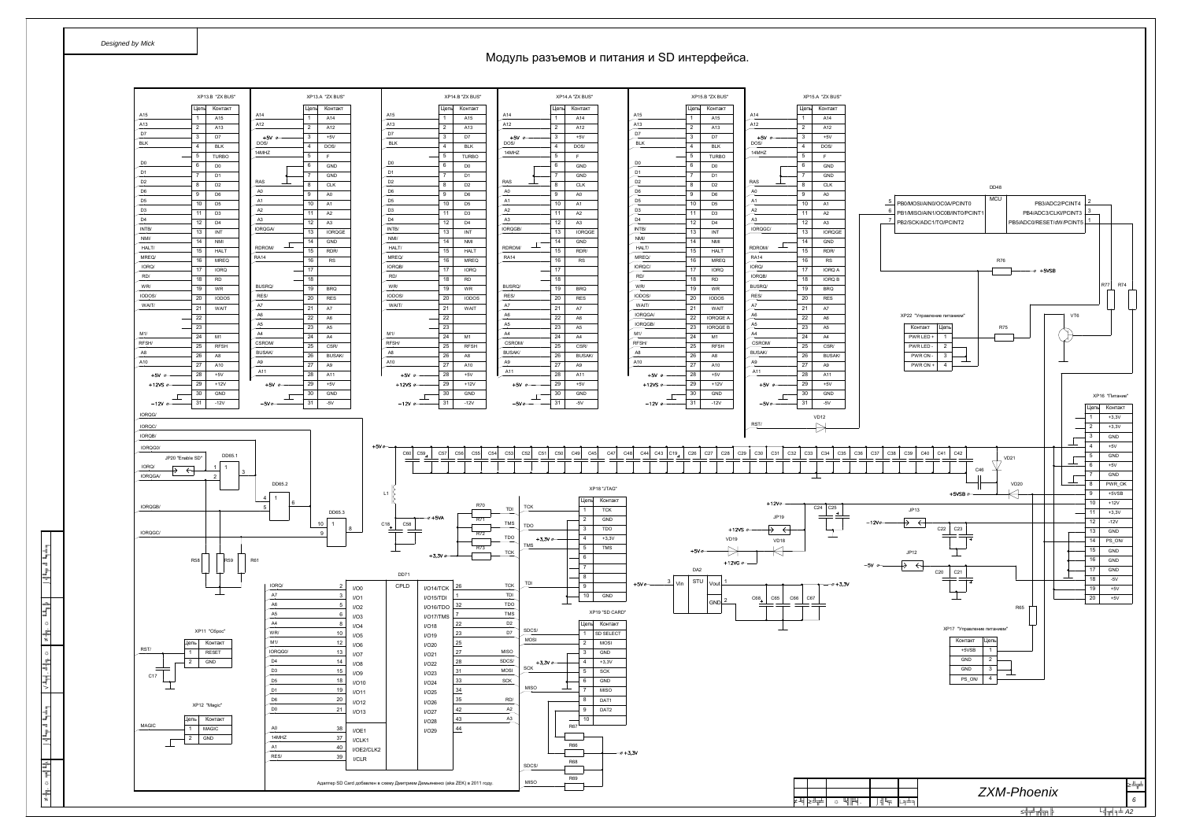Designed by Mick

# Модуль разъемов и питания и SD интерфейса.

**XP13.B "ZX BUS"**

| Цепь | Контакт |
|---|---|
| 1 | A15 |
| 2 | A13 |
| 3 | D7 |
| 4 | BLK |
| 5 | TURBO |
| 6 | D0 |
| 7 | D1 |
| 8 | D2 |
| 9 | D6 |
| 10 | D5 |
| 11 | D3 |
| 12 | D4 |
| 13 | INT |
| 14 | NMI |
| 15 | HALT |
| 16 | MREQ |
| 17 | IORQ |
| 18 | RD |
| 19 | WR |
| 20 | IODOS |
| 21 | WAIT |
| 22 | |
| 23 | |
| 24 | M1 |
| 25 | RFSH |
| 26 | A8 |
| 27 | A10 |
| 28 | +5V |
| 29 | +12V |
| 30 | GND |
| 31 | -12V |

**XP13.A "ZX BUS"**

| Цепь | Контакт |
|---|---|
| 1 | A14 |
| 2 | A12 |
| 3 | +5V |
| 4 | DOS/ |
| 5 | F |
| 6 | GND |
| 7 | GND |
| 8 | CLK |
| 9 | A0 |
| 10 | A1 |
| 11 | A2 |
| 12 | A3 |
| 13 | IORQGE |
| 14 | GND |
| 15 | RDR/ |
| 16 | RS |
| 17 | |
| 18 | |
| 19 | BRQ |
| 20 | RES |
| 21 | A7 |
| 22 | A6 |
| 23 | A5 |
| 24 | A4 |
| 25 | CSR/ |
| 26 | BUSAK/ |
| 27 | A9 |
| 28 | A11 |
| 29 | +5V |
| 30 | GND |
| 31 | -5V |

**XP14.B "ZX BUS"**

| Цепь | Контакт |
|---|---|
| 1 | A15 |
| 2 | A13 |
| 3 | D7 |
| 4 | BLK |
| 5 | TURBO |
| 6 | D0 |
| 7 | D1 |
| 8 | D2 |
| 9 | D6 |
| 10 | D5 |
| 11 | D3 |
| 12 | D4 |
| 13 | INT |
| 14 | NMI |
| 15 | HALT |
| 16 | MREQ |
| 17 | IORQ |
| 18 | RD |
| 19 | WR |
| 20 | IODOS |
| 21 | WAIT |
| 22 | |
| 23 | |
| 24 | M1 |
| 25 | RFSH |
| 26 | A8 |
| 27 | A10 |
| 28 | +5V |
| 29 | +12V |
| 30 | GND |
| 31 | -12V |

**XP14.A "ZX BUS"**

| Цепь | Контакт |
|---|---|
| 1 | A14 |
| 2 | A12 |
| 3 | +5V |
| 4 | DOS/ |
| 5 | F |
| 6 | GND |
| 7 | GND |
| 8 | CLK |
| 9 | A0 |
| 10 | A1 |
| 11 | A2 |
| 12 | A3 |
| 13 | IORQGE |
| 14 | GND |
| 15 | RDR/ |
| 16 | RS |
| 17 | |
| 18 | |
| 19 | BRQ |
| 20 | RES |
| 21 | A7 |
| 22 | A6 |
| 23 | A5 |
| 24 | A4 |
| 25 | CSR/ |
| 26 | BUSAK/ |
| 27 | A9 |
| 28 | A11 |
| 29 | +5V |
| 30 | GND |
| 31 | -5V |

**XP15.B "ZX BUS"**

| Цепь | Контакт |
|---|---|
| 1 | A15 |
| 2 | A13 |
| 3 | D7 |
| 4 | BLK |
| 5 | TURBO |
| 6 | D0 |
| 7 | D1 |
| 8 | D2 |
| 9 | D6 |
| 10 | D5 |
| 11 | D3 |
| 12 | D4 |
| 13 | INT |
| 14 | NMI |
| 15 | HALT |
| 16 | MREQ |
| 17 | IORQ |
| 18 | RD |
| 19 | WR |
| 20 | IODOS |
| 21 | WAIT |
| 22 | IORQGE A |
| 23 | IORQGE B |
| 24 | M1 |
| 25 | RFSH |
| 26 | A8 |
| 27 | A10 |
| 28 | +5V |
| 29 | +12V |
| 30 | GND |
| 31 | -12V |

**XP15.A "ZX BUS"**

| Цепь | Контакт |
|---|---|
| 1 | A14 |
| 2 | A12 |
| 3 | +5V |
| 4 | DOS/ |
| 5 | F |
| 6 | GND |
| 7 | GND |
| 8 | CLK |
| 9 | A0 |
| 10 | A1 |
| 11 | A2 |
| 12 | A3 |
| 13 | IORQGE |
| 14 | GND |
| 15 | RDR/ |
| 16 | RS |
| 17 | IORQ A |
| 18 | IORQ B |
| 19 | BRQ |
| 20 | RES |
| 21 | A7 |
| 22 | A6 |
| 23 | A5 |
| 24 | A4 |
| 25 | CSR/ |
| 26 | BUSAK/ |
| 27 | A9 |
| 28 | A11 |
| 29 | +5V |
| 30 | GND |
| 31 | -5V |

**DD48 MCU**

| Pin | Signal | Pin | Signal |
|---|---|---|---|
| 5 | PB0/MOSI/AIN0/OC0A/PCINT0 | 2 | PB3/ADC2/PCINT4 |
| 6 | PB1/MISO/AIN1/OC0B/INT0/PCINT1 | 3 | PB4/ADC3/CLKI/PCINT3 |
| 7 | PB2/SCK/ADC1/T0/PCINT2 | 1 | PB5/ADC0/RESET/dW/PCINT5 |

**XP22 "Управление питанием"**

| Контакт | Цепь |
|---|---|
| PWR LED + | 1 |
| PWR LED - | 2 |
| PWR ON - | 3 |
| PWR ON + | 4 |

**XP16 "Питание"**

| Цепь | Контакт |
|---|---|
| 1 | +3,3V |
| 2 | +3,3V |
| 3 | GND |
| 4 | +5V |
| 5 | GND |
| 6 | +5V |
| 7 | GND |
| 8 | PWR_OK |
| 9 | +5VSB |
| 10 | +12V |
| 11 | +3,3V |
| 12 | -12V |
| 13 | GND |
| 14 | PS_ON/ |
| 15 | GND |
| 16 | GND |
| 17 | GND |
| 18 | -5V |
| 19 | +5V |
| 20 | +5V |

**XP17 "Управление питанием"**

| Контакт | Цепь |
|---|---|
| +5VSB | 1 |
| GND | 2 |
| GND | 3 |
| PS_ON/ | 4 |

**XP18 "JTAG"**

| Цепь | Контакт |
|---|---|
| 1 | TCK |
| 2 | GND |
| 3 | TDO |
| 4 | +3,3V |
| 5 | TMS |
| 6 | |
| 7 | |
| 8 | |
| 9 | TDI |
| 10 | GND |

**XP19 "SD CARD"**

| Цепь | Контакт |
|---|---|
| 1 | SD SELECT |
| 2 | MOSI |
| 3 | GND |
| 4 | +3,3V |
| 5 | SCK |
| 6 | GND |
| 7 | MISO |
| 8 | DAT1 |
| 9 | DAT2 |
| 10 | |

**XP11 "Сброс"**

| Цепь | Контакт |
|---|---|
| 1 | RESET |
| 2 | GND |

**XP12 "Magic"**

| Цепь | Контакт |
|---|---|
| 1 | MAGIC |
| 2 | GND |

XP20 "Enable SD"

**DD71 CPLD**

| Signal | Pin | Port | Port | Pin | Signal |
|---|---|---|---|---|---|
| IORQ/ | 2 | I/O0 | I/O14/TCK | 26 | TCK |
| A7 | 3 | I/O1 | I/O15/TDI | 1 | TDI |
| A6 | 5 | I/O2 | I/O16/TDO | 32 | TDO |
| A5 | 6 | I/O3 | I/O17/TMS | 7 | TMS |
| A4 | 8 | I/O4 | I/O18 | 22 | D2 |
| WR/ | 10 | I/O5 | I/O19 | 23 | D7 |
| M1/ | 12 | I/O6 | I/O20 | 25 | |
| IORQGG/ | 13 | I/O7 | I/O21 | 27 | MISO |
| D4 | 14 | I/O8 | I/O22 | 28 | SDCS/ |
| D3 | 15 | I/O9 | I/O23 | 31 | MOSI |
| D5 | 18 | I/O10 | I/O24 | 33 | SCK |
| D1 | 19 | I/O11 | I/O25 | 34 | |
| D6 | 20 | I/O12 | I/O26 | 35 | RD/ |
| D0 | 21 | I/O13 | I/O27 | 42 | A2 |
| A0 | 38 | I/OE1 | I/O28 | 43 | A3 |
| 14MHZ | 37 | I/CLK1 | I/O29 | 44 | |
| A1 | 40 | I/OE2/CLK2 | | | |
| RES/ | 39 | I/CLR | | | |

Адаптер SD Card добавлен в схему Дмитрием Демьяненко (aka ZEK) в 2011 году.

ZXM-Phoenix